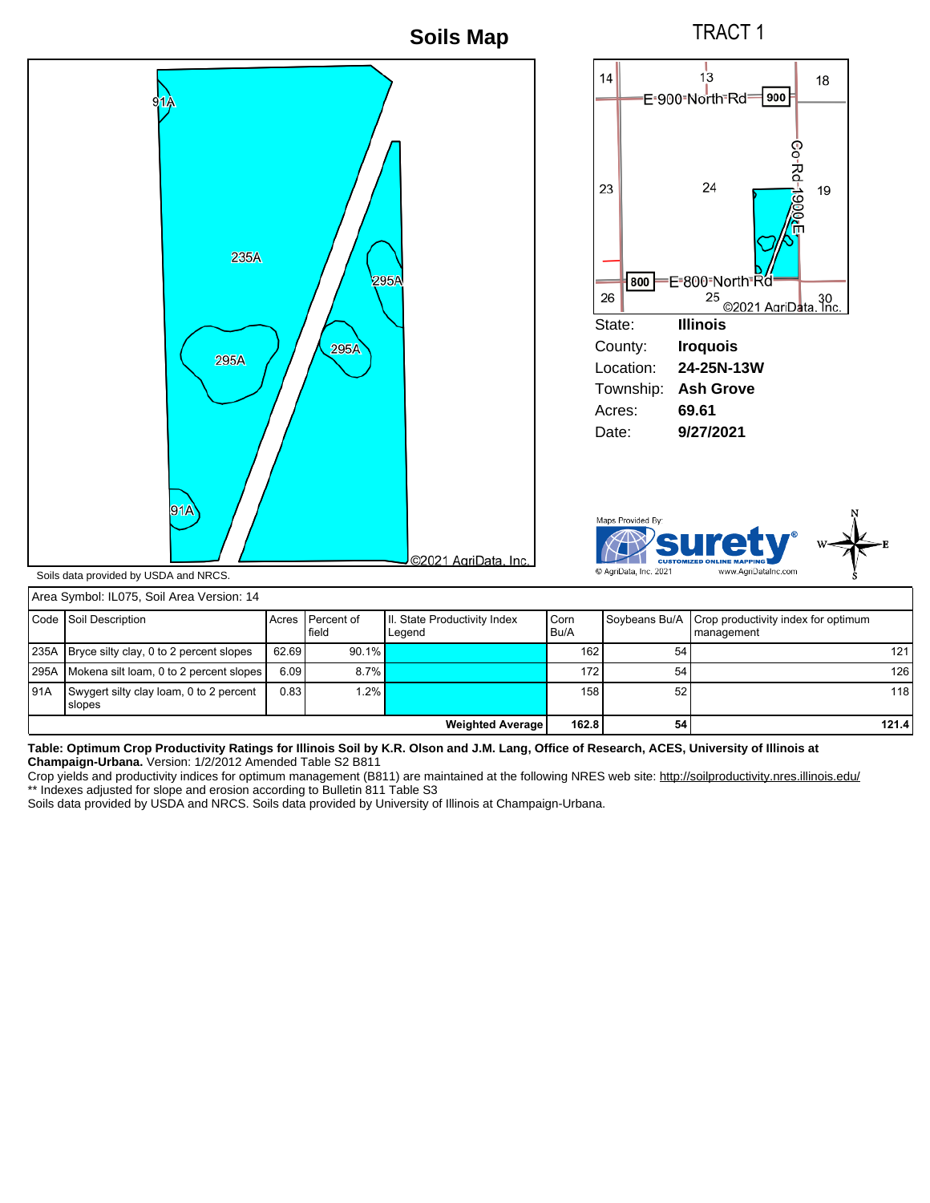# Soils Map

TRACT 1

91A

235A

295A

295A

295A

91A

©2021 AgriData, Inc.

Soils data provided by USDA and NRCS.

14 13 18

E 900 North Rd 900

Co Rd 1900 E

23 24 19

800 E 800 North Rd

26 25 30

©2021 AgriData, Inc.

| | |
|---|---|
| State: | **Illinois** |
| County: | **Iroquois** |
| Location: | **24-25N-13W** |
| Township: | **Ash Grove** |
| Acres: | **69.61** |
| Date: | **9/27/2021** |

Maps Provided By: surety® CUSTOMIZED ONLINE MAPPING

© AgriData, Inc. 2021 www.AgriDataInc.com

Area Symbol: IL075, Soil Area Version: 14

| Code | Soil Description | Acres | Percent of field | Il. State Productivity Index Legend | Corn Bu/A | Soybeans Bu/A | Crop productivity index for optimum management |
|---|---|---|---|---|---|---|---|
| 235A | Bryce silty clay, 0 to 2 percent slopes | 62.69 | 90.1% | | 162 | 54 | 121 |
| 295A | Mokena silt loam, 0 to 2 percent slopes | 6.09 | 8.7% | | 172 | 54 | 126 |
| 91A | Swygert silty clay loam, 0 to 2 percent slopes | 0.83 | 1.2% | | 158 | 52 | 118 |
| | | | | **Weighted Average** | **162.8** | **54** | **121.4** |

**Table: Optimum Crop Productivity Ratings for Illinois Soil by K.R. Olson and J.M. Lang, Office of Research, ACES, University of Illinois at Champaign-Urbana.** Version: 1/2/2012 Amended Table S2 B811

Crop yields and productivity indices for optimum management (B811) are maintained at the following NRES web site: http://soilproductivity.nres.illinois.edu/

** Indexes adjusted for slope and erosion according to Bulletin 811 Table S3

Soils data provided by USDA and NRCS. Soils data provided by University of Illinois at Champaign-Urbana.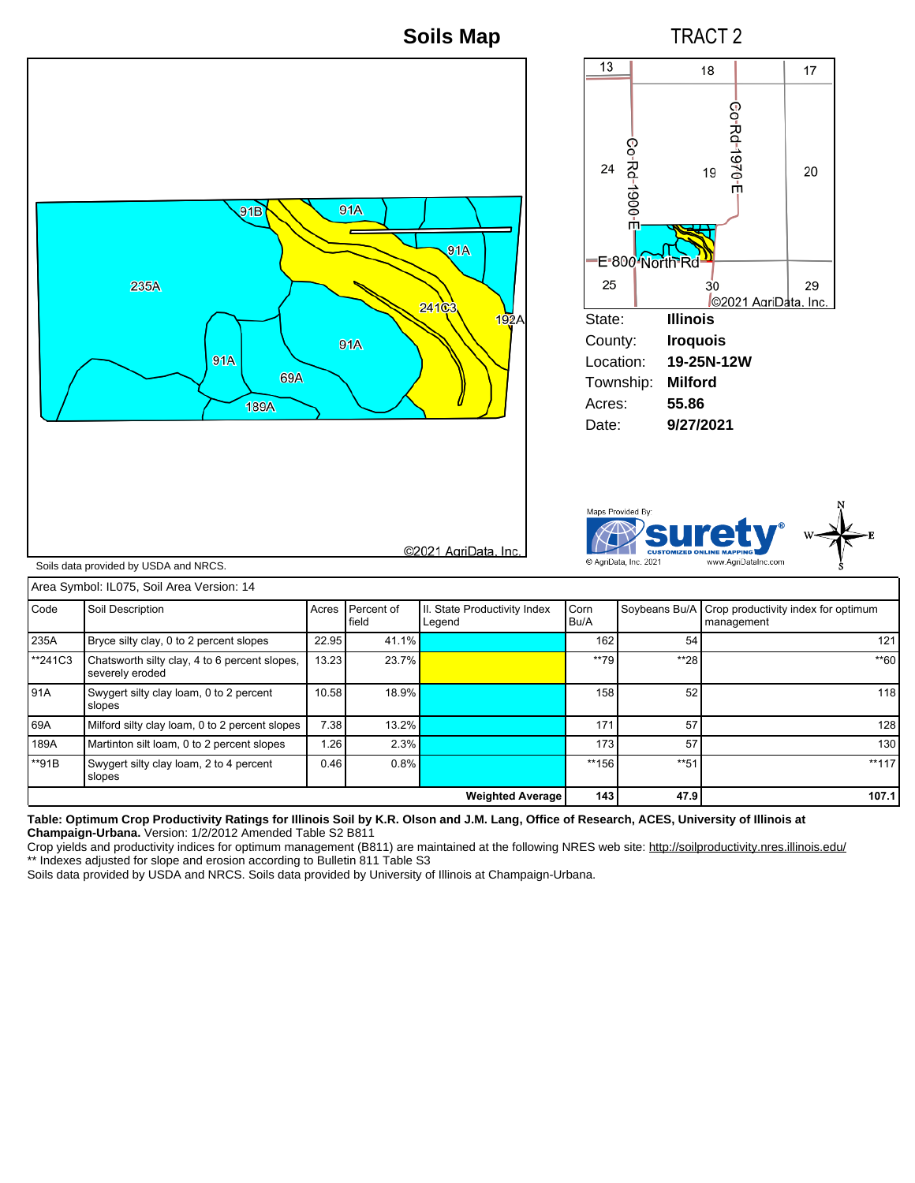# Soils Map

TRACT 2

235A
91B
91A
91A
241C3
192A
91A
91A
69A
189A

©2021 AgriData, Inc.

Soils data provided by USDA and NRCS.

13
18
17
24
19
20
25
30
29
Co-Rd-1900-E
Co-Rd-1970-E
E 800 North Rd
©2021 AgriData, Inc.

State: **Illinois**
County: **Iroquois**
Location: **19-25N-12W**
Township: **Milford**
Acres: **55.86**
Date: **9/27/2021**

Maps Provided By: surety® CUSTOMIZED ONLINE MAPPING © AgriData, Inc. 2021 www.AgriDataInc.com

Area Symbol: IL075, Soil Area Version: 14

| Code | Soil Description | Acres | Percent of field | Il. State Productivity Index Legend | Corn Bu/A | Soybeans Bu/A | Crop productivity index for optimum management |
|---|---|---|---|---|---|---|---|
| 235A | Bryce silty clay, 0 to 2 percent slopes | 22.95 | 41.1% | | 162 | 54 | 121 |
| **241C3 | Chatsworth silty clay, 4 to 6 percent slopes, severely eroded | 13.23 | 23.7% | | **79 | **28 | **60 |
| 91A | Swygert silty clay loam, 0 to 2 percent slopes | 10.58 | 18.9% | | 158 | 52 | 118 |
| 69A | Milford silty clay loam, 0 to 2 percent slopes | 7.38 | 13.2% | | 171 | 57 | 128 |
| 189A | Martinton silt loam, 0 to 2 percent slopes | 1.26 | 2.3% | | 173 | 57 | 130 |
| **91B | Swygert silty clay loam, 2 to 4 percent slopes | 0.46 | 0.8% | | **156 | **51 | **117 |
| | | | | **Weighted Average** | **143** | **47.9** | **107.1** |

**Table: Optimum Crop Productivity Ratings for Illinois Soil by K.R. Olson and J.M. Lang, Office of Research, ACES, University of Illinois at Champaign-Urbana.** Version: 1/2/2012 Amended Table S2 B811

Crop yields and productivity indices for optimum management (B811) are maintained at the following NRES web site: http://soilproductivity.nres.illinois.edu/

** Indexes adjusted for slope and erosion according to Bulletin 811 Table S3

Soils data provided by USDA and NRCS. Soils data provided by University of Illinois at Champaign-Urbana.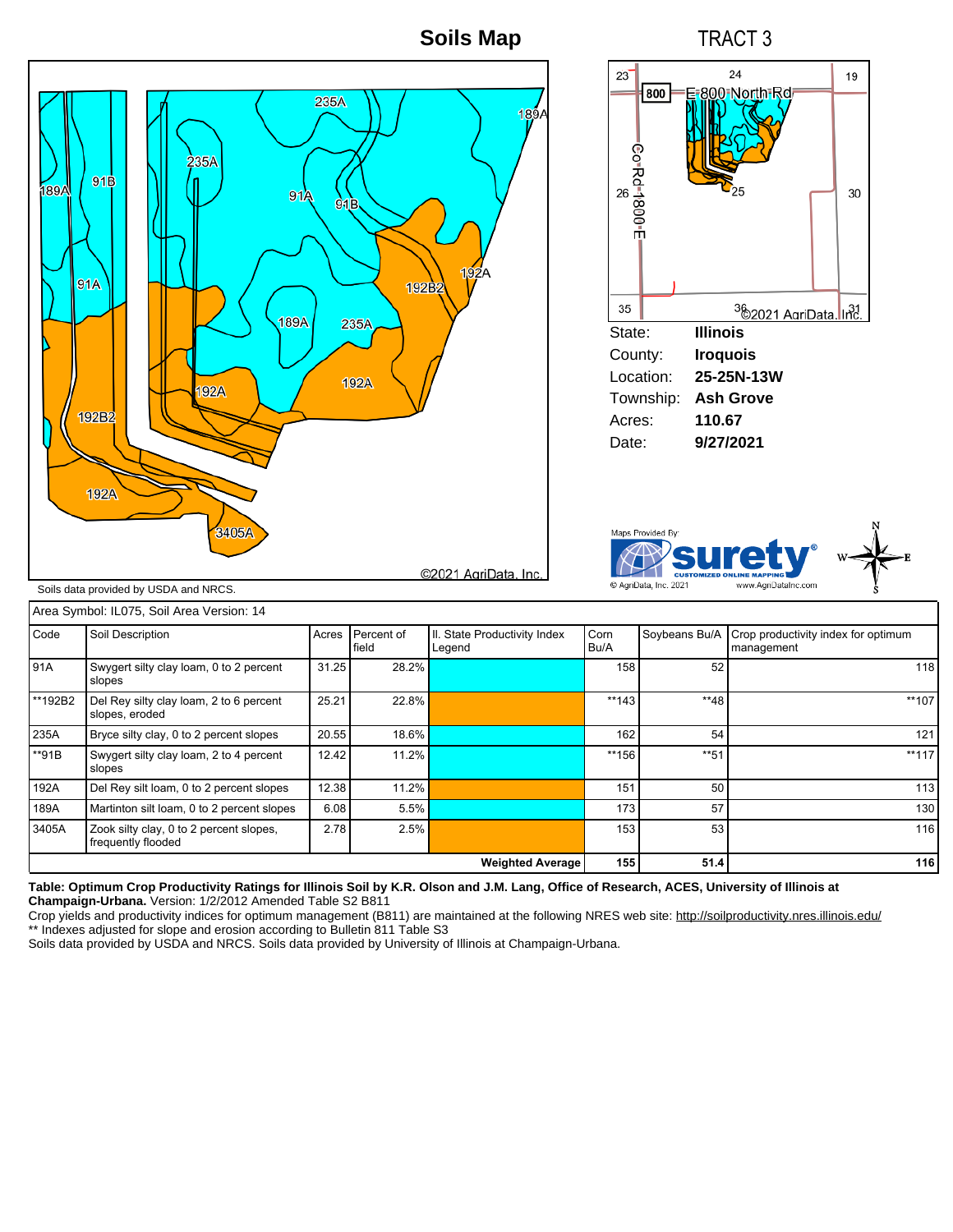# Soils Map

TRACT 3

235A
189A
235A
91A
91B
189A
91B
91A
192B2
192A
189A
235A
192A
192A
192B2
192A
3405A
©2021 AgriData, Inc.

Soils data provided by USDA and NRCS.

23
24
19
800
E 800 North Rd
Co Rd 1800 E
26
25
30
35
36
31
©2021 AgriData, Inc.

| | |
|---|---|
| State: | **Illinois** |
| County: | **Iroquois** |
| Location: | **25-25N-13W** |
| Township: | **Ash Grove** |
| Acres: | **110.67** |
| Date: | **9/27/2021** |

Maps Provided By: surety® CUSTOMIZED ONLINE MAPPING © AgriData, Inc. 2021 www.AgriDataInc.com

Area Symbol: IL075, Soil Area Version: 14

| Code | Soil Description | Acres | Percent of field | Il. State Productivity Index Legend | Corn Bu/A | Soybeans Bu/A | Crop productivity index for optimum management |
|---|---|---|---|---|---|---|---|
| 91A | Swygert silty clay loam, 0 to 2 percent slopes | 31.25 | 28.2% | | 158 | 52 | 118 |
| **192B2 | Del Rey silty clay loam, 2 to 6 percent slopes, eroded | 25.21 | 22.8% | | **143 | **48 | **107 |
| 235A | Bryce silty clay, 0 to 2 percent slopes | 20.55 | 18.6% | | 162 | 54 | 121 |
| **91B | Swygert silty clay loam, 2 to 4 percent slopes | 12.42 | 11.2% | | **156 | **51 | **117 |
| 192A | Del Rey silt loam, 0 to 2 percent slopes | 12.38 | 11.2% | | 151 | 50 | 113 |
| 189A | Martinton silt loam, 0 to 2 percent slopes | 6.08 | 5.5% | | 173 | 57 | 130 |
| 3405A | Zook silty clay, 0 to 2 percent slopes, frequently flooded | 2.78 | 2.5% | | 153 | 53 | 116 |
| | | | | **Weighted Average** | **155** | **51.4** | **116** |

**Table: Optimum Crop Productivity Ratings for Illinois Soil by K.R. Olson and J.M. Lang, Office of Research, ACES, University of Illinois at Champaign-Urbana.** Version: 1/2/2012 Amended Table S2 B811

Crop yields and productivity indices for optimum management (B811) are maintained at the following NRES web site: http://soilproductivity.nres.illinois.edu/

** Indexes adjusted for slope and erosion according to Bulletin 811 Table S3

Soils data provided by USDA and NRCS. Soils data provided by University of Illinois at Champaign-Urbana.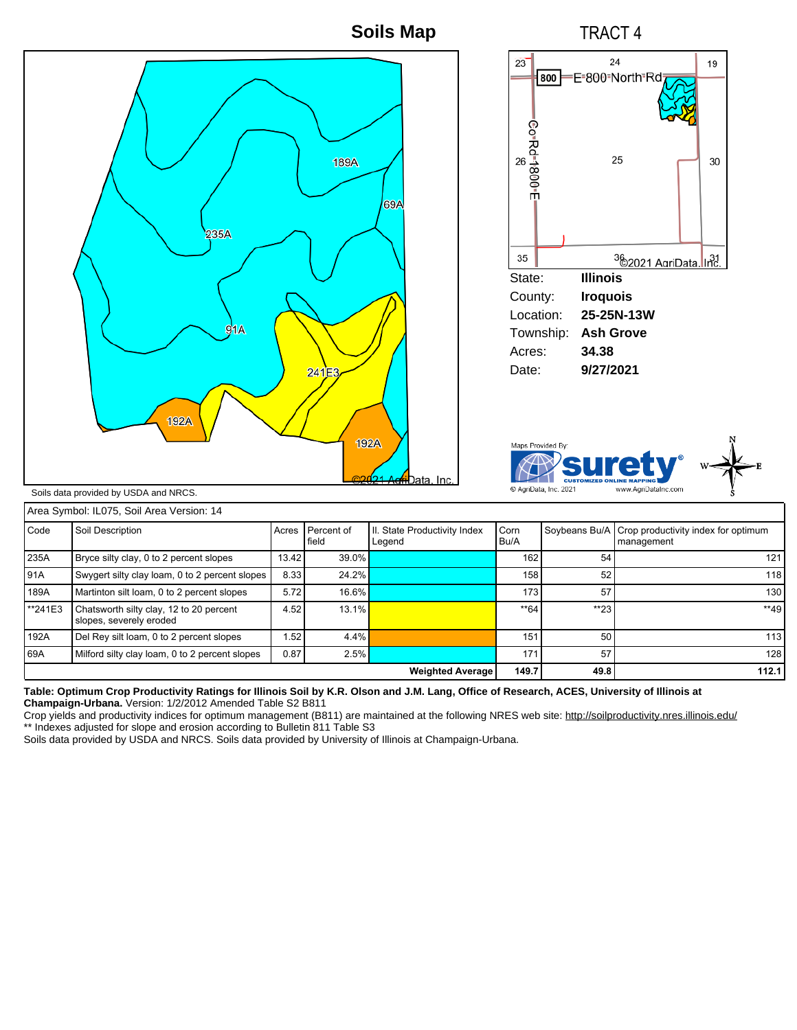# Soils Map

TRACT 4

189A

69A

235A

91A

241E3

192A

192A

©2021 AgriData, Inc.

Soils data provided by USDA and NRCS.

23 24 19

800 E 800 North Rd

Co Rd 1800 E

26 25 30

35 36 31

©2021 AgriData, Inc.

State: **Illinois**

County: **Iroquois**

Location: **25-25N-13W**

Township: **Ash Grove**

Acres: **34.38**

Date: **9/27/2021**

Maps Provided By: surety® CUSTOMIZED ONLINE MAPPING © AgriData, Inc. 2021 www.AgriDataInc.com

N W E S

Area Symbol: IL075, Soil Area Version: 14

| Code | Soil Description | Acres | Percent of field | Il. State Productivity Index Legend | Corn Bu/A | Soybeans Bu/A | Crop productivity index for optimum management |
|---|---|---|---|---|---|---|---|
| 235A | Bryce silty clay, 0 to 2 percent slopes | 13.42 | 39.0% | | 162 | 54 | 121 |
| 91A | Swygert silty clay loam, 0 to 2 percent slopes | 8.33 | 24.2% | | 158 | 52 | 118 |
| 189A | Martinton silt loam, 0 to 2 percent slopes | 5.72 | 16.6% | | 173 | 57 | 130 |
| **241E3 | Chatsworth silty clay, 12 to 20 percent slopes, severely eroded | 4.52 | 13.1% | | **64 | **23 | **49 |
| 192A | Del Rey silt loam, 0 to 2 percent slopes | 1.52 | 4.4% | | 151 | 50 | 113 |
| 69A | Milford silty clay loam, 0 to 2 percent slopes | 0.87 | 2.5% | | 171 | 57 | 128 |
| | | | | **Weighted Average** | **149.7** | **49.8** | **112.1** |

**Table: Optimum Crop Productivity Ratings for Illinois Soil by K.R. Olson and J.M. Lang, Office of Research, ACES, University of Illinois at Champaign-Urbana.** Version: 1/2/2012 Amended Table S2 B811

Crop yields and productivity indices for optimum management (B811) are maintained at the following NRES web site: http://soilproductivity.nres.illinois.edu/

** Indexes adjusted for slope and erosion according to Bulletin 811 Table S3

Soils data provided by USDA and NRCS. Soils data provided by University of Illinois at Champaign-Urbana.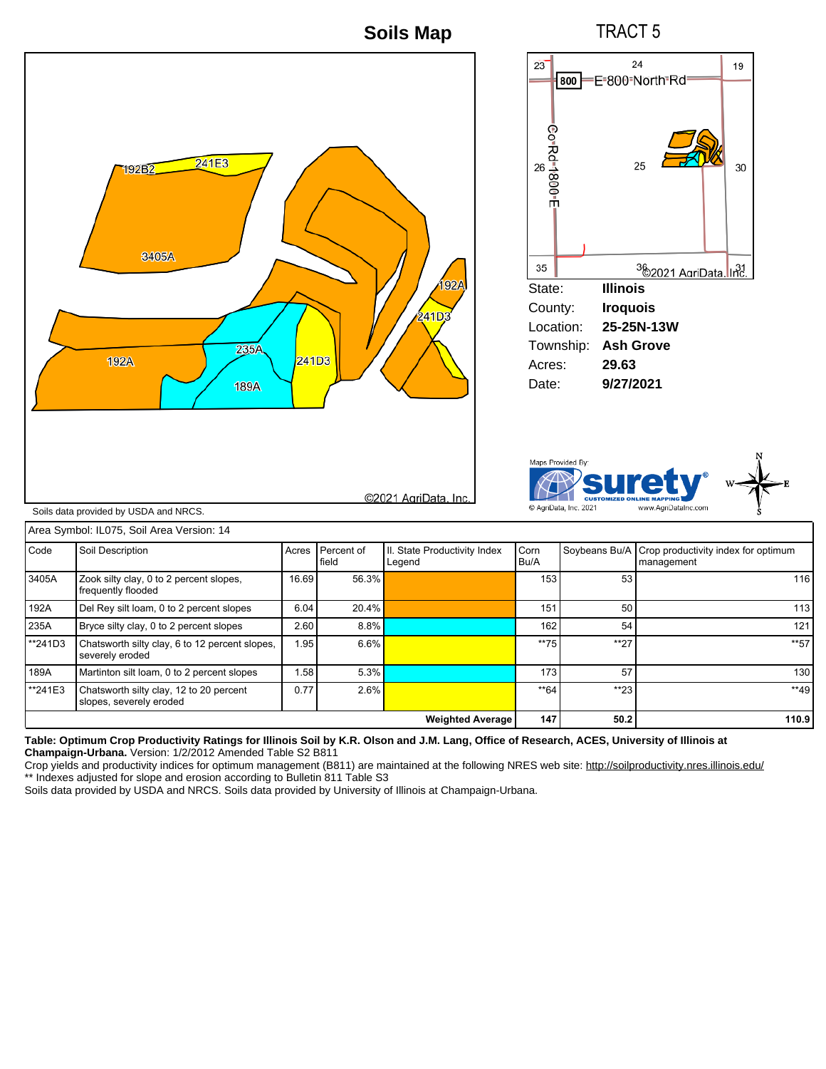# Soils Map

## TRACT 5

192B2
241E3
3405A
192A
235A
189A
241D3
192A
241D3

©2021 AgriData, Inc.

Soils data provided by USDA and NRCS.

23
24
19
800
E 800 North Rd
Co Rd 1800 E
26
25
30
35
36
31
©2021 AgriData, Inc.

State: **Illinois**
County: **Iroquois**
Location: **25-25N-13W**
Township: **Ash Grove**
Acres: **29.63**
Date: **9/27/2021**

Maps Provided By:
surety
CUSTOMIZED ONLINE MAPPING
© AgriData, Inc. 2021
www.AgriDataInc.com

Area Symbol: IL075, Soil Area Version: 14

| Code | Soil Description | Acres | Percent of field | Il. State Productivity Index Legend | Corn Bu/A | Soybeans Bu/A | Crop productivity index for optimum management |
|---|---|---|---|---|---|---|---|
| 3405A | Zook silty clay, 0 to 2 percent slopes, frequently flooded | 16.69 | 56.3% | | 153 | 53 | 116 |
| 192A | Del Rey silt loam, 0 to 2 percent slopes | 6.04 | 20.4% | | 151 | 50 | 113 |
| 235A | Bryce silty clay, 0 to 2 percent slopes | 2.60 | 8.8% | | 162 | 54 | 121 |
| **241D3 | Chatsworth silty clay, 6 to 12 percent slopes, severely eroded | 1.95 | 6.6% | | **75 | **27 | **57 |
| 189A | Martinton silt loam, 0 to 2 percent slopes | 1.58 | 5.3% | | 173 | 57 | 130 |
| **241E3 | Chatsworth silty clay, 12 to 20 percent slopes, severely eroded | 0.77 | 2.6% | | **64 | **23 | **49 |
| | | | | **Weighted Average** | **147** | **50.2** | **110.9** |

**Table: Optimum Crop Productivity Ratings for Illinois Soil by K.R. Olson and J.M. Lang, Office of Research, ACES, University of Illinois at Champaign-Urbana.** Version: 1/2/2012 Amended Table S2 B811

Crop yields and productivity indices for optimum management (B811) are maintained at the following NRES web site: http://soilproductivity.nres.illinois.edu/

** Indexes adjusted for slope and erosion according to Bulletin 811 Table S3

Soils data provided by USDA and NRCS. Soils data provided by University of Illinois at Champaign-Urbana.